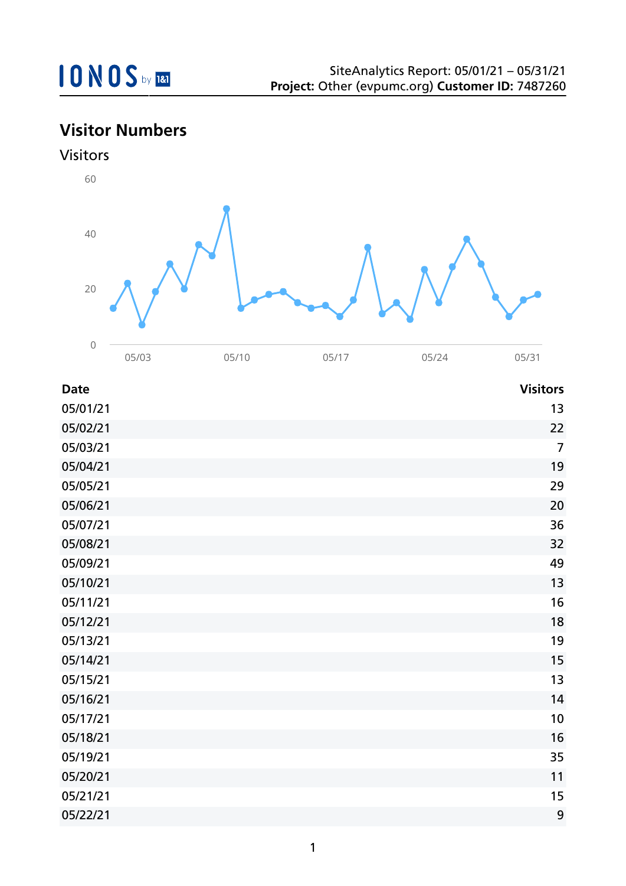IONOS by 1&1

SiteAnalytics Report: 05/01/21 – 05/31/21
**Project:** Other (evpumc.org) **Customer ID:** 7487260

## Visitor Numbers

### Visitors

60
40
20
0
05/03
05/10
05/17
05/24
05/31

| Date | Visitors |
| --- | --- |
| 05/01/21 | 13 |
| 05/02/21 | 22 |
| 05/03/21 | 7 |
| 05/04/21 | 19 |
| 05/05/21 | 29 |
| 05/06/21 | 20 |
| 05/07/21 | 36 |
| 05/08/21 | 32 |
| 05/09/21 | 49 |
| 05/10/21 | 13 |
| 05/11/21 | 16 |
| 05/12/21 | 18 |
| 05/13/21 | 19 |
| 05/14/21 | 15 |
| 05/15/21 | 13 |
| 05/16/21 | 14 |
| 05/17/21 | 10 |
| 05/18/21 | 16 |
| 05/19/21 | 35 |
| 05/20/21 | 11 |
| 05/21/21 | 15 |
| 05/22/21 | 9 |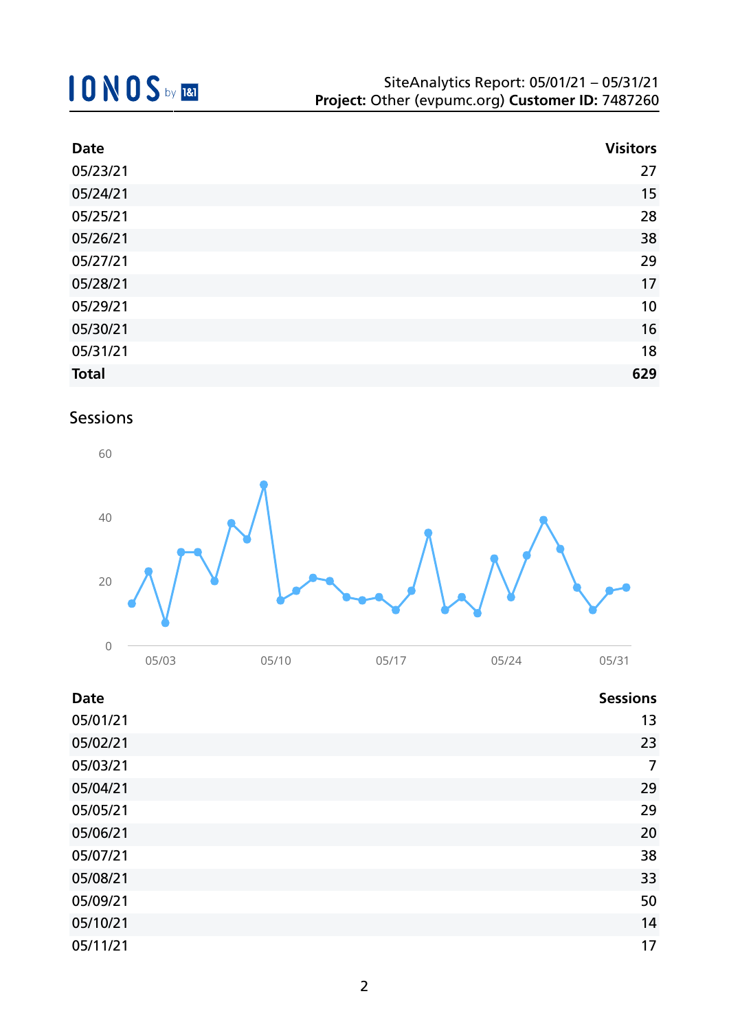SiteAnalytics Report: 05/01/21 – 05/31/21
**Project:** Other (evpumc.org) **Customer ID:** 7487260

| Date | Visitors |
|---|---|
| 05/23/21 | 27 |
| 05/24/21 | 15 |
| 05/25/21 | 28 |
| 05/26/21 | 38 |
| 05/27/21 | 29 |
| 05/28/21 | 17 |
| 05/29/21 | 10 |
| 05/30/21 | 16 |
| 05/31/21 | 18 |
| **Total** | **629** |

## Sessions

60
40
20
0
05/03
05/10
05/17
05/24
05/31

| Date | Sessions |
|---|---|
| 05/01/21 | 13 |
| 05/02/21 | 23 |
| 05/03/21 | 7 |
| 05/04/21 | 29 |
| 05/05/21 | 29 |
| 05/06/21 | 20 |
| 05/07/21 | 38 |
| 05/08/21 | 33 |
| 05/09/21 | 50 |
| 05/10/21 | 14 |
| 05/11/21 | 17 |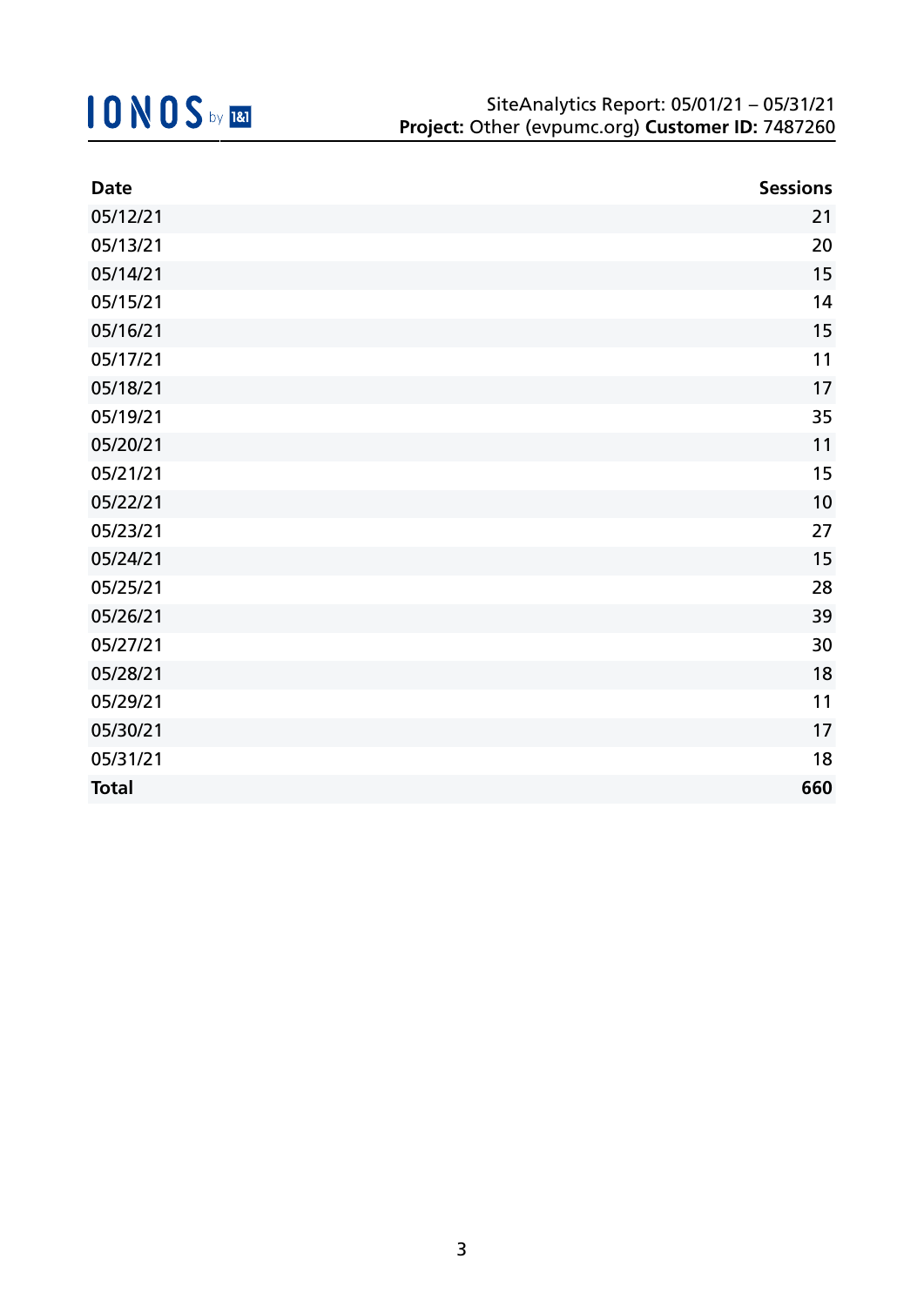| Date | Sessions |
|---|---|
| 05/12/21 | 21 |
| 05/13/21 | 20 |
| 05/14/21 | 15 |
| 05/15/21 | 14 |
| 05/16/21 | 15 |
| 05/17/21 | 11 |
| 05/18/21 | 17 |
| 05/19/21 | 35 |
| 05/20/21 | 11 |
| 05/21/21 | 15 |
| 05/22/21 | 10 |
| 05/23/21 | 27 |
| 05/24/21 | 15 |
| 05/25/21 | 28 |
| 05/26/21 | 39 |
| 05/27/21 | 30 |
| 05/28/21 | 18 |
| 05/29/21 | 11 |
| 05/30/21 | 17 |
| 05/31/21 | 18 |
| **Total** | **660** |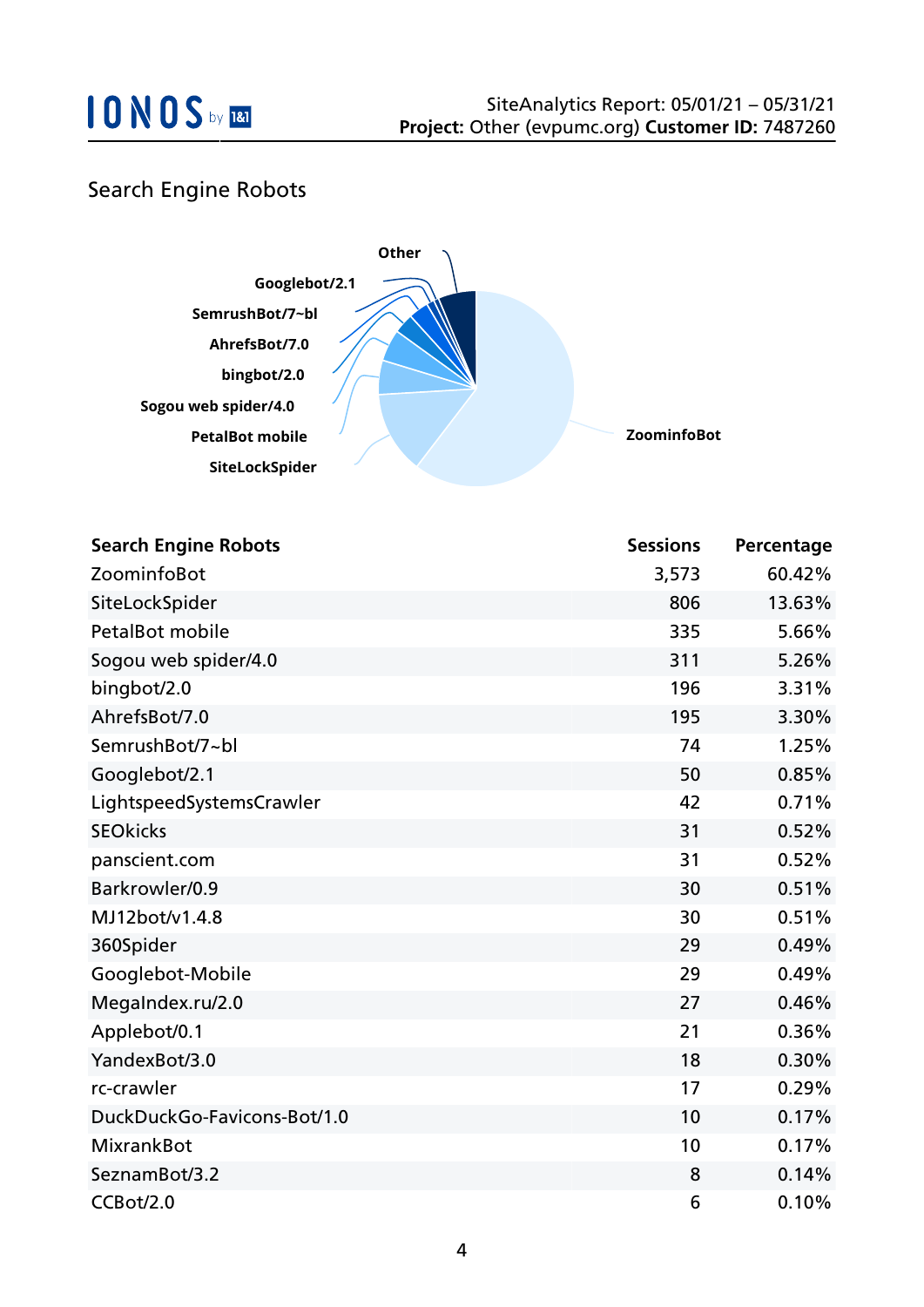## Search Engine Robots

Other
Googlebot/2.1
SemrushBot/7~bl
AhrefsBot/7.0
bingbot/2.0
Sogou web spider/4.0
PetalBot mobile
SiteLockSpider
ZoominfoBot

| Search Engine Robots | Sessions | Percentage |
|---|---|---|
| ZoominfoBot | 3,573 | 60.42% |
| SiteLockSpider | 806 | 13.63% |
| PetalBot mobile | 335 | 5.66% |
| Sogou web spider/4.0 | 311 | 5.26% |
| bingbot/2.0 | 196 | 3.31% |
| AhrefsBot/7.0 | 195 | 3.30% |
| SemrushBot/7~bl | 74 | 1.25% |
| Googlebot/2.1 | 50 | 0.85% |
| LightspeedSystemsCrawler | 42 | 0.71% |
| SEOkicks | 31 | 0.52% |
| panscient.com | 31 | 0.52% |
| Barkrowler/0.9 | 30 | 0.51% |
| MJ12bot/v1.4.8 | 30 | 0.51% |
| 360Spider | 29 | 0.49% |
| Googlebot-Mobile | 29 | 0.49% |
| MegaIndex.ru/2.0 | 27 | 0.46% |
| Applebot/0.1 | 21 | 0.36% |
| YandexBot/3.0 | 18 | 0.30% |
| rc-crawler | 17 | 0.29% |
| DuckDuckGo-Favicons-Bot/1.0 | 10 | 0.17% |
| MixrankBot | 10 | 0.17% |
| SeznamBot/3.2 | 8 | 0.14% |
| CCBot/2.0 | 6 | 0.10% |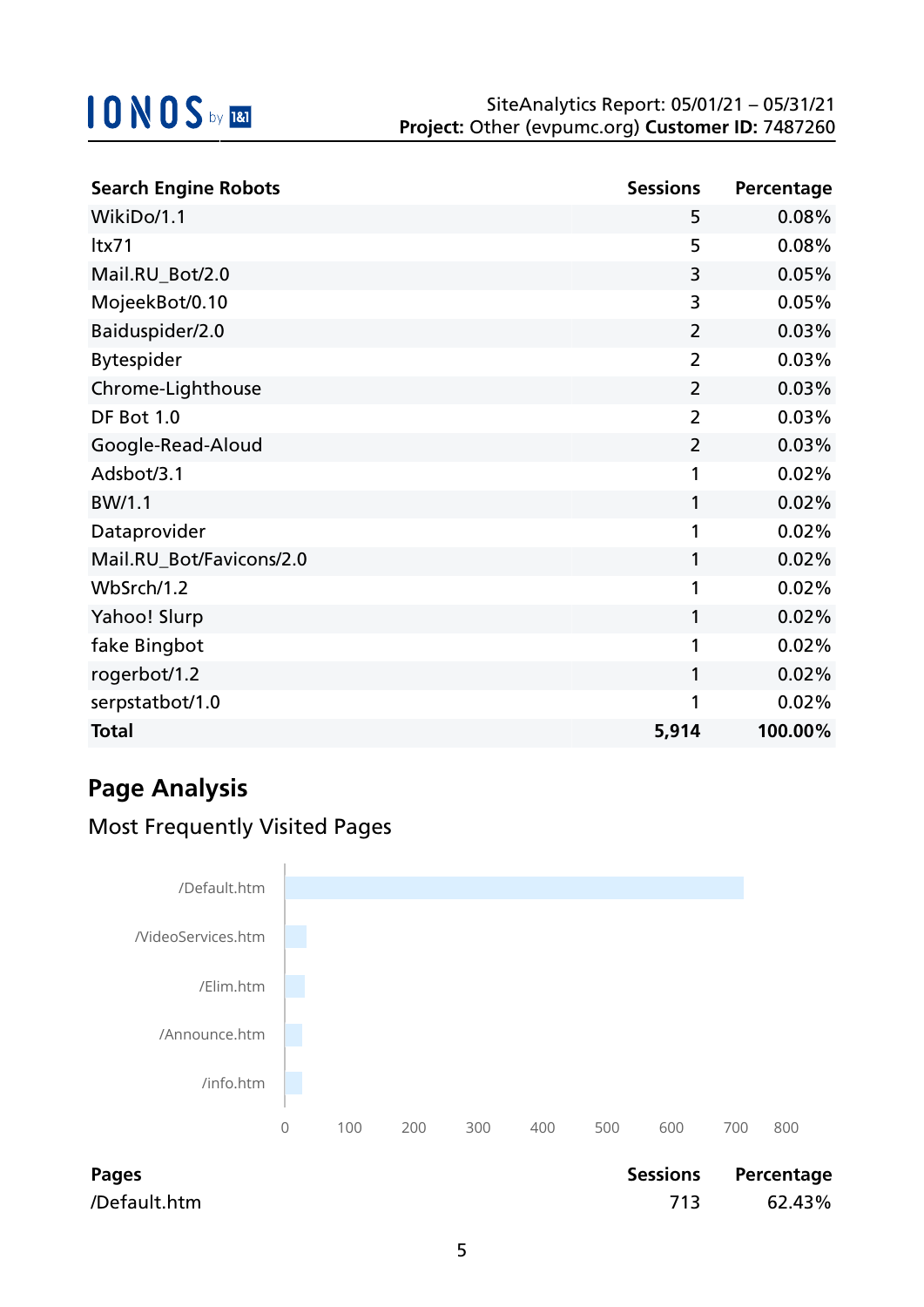| Search Engine Robots | Sessions | Percentage |
|---|---|---|
| WikiDo/1.1 | 5 | 0.08% |
| ltx71 | 5 | 0.08% |
| Mail.RU_Bot/2.0 | 3 | 0.05% |
| MojeekBot/0.10 | 3 | 0.05% |
| Baiduspider/2.0 | 2 | 0.03% |
| Bytespider | 2 | 0.03% |
| Chrome-Lighthouse | 2 | 0.03% |
| DF Bot 1.0 | 2 | 0.03% |
| Google-Read-Aloud | 2 | 0.03% |
| Adsbot/3.1 | 1 | 0.02% |
| BW/1.1 | 1 | 0.02% |
| Dataprovider | 1 | 0.02% |
| Mail.RU_Bot/Favicons/2.0 | 1 | 0.02% |
| WbSrch/1.2 | 1 | 0.02% |
| Yahoo! Slurp | 1 | 0.02% |
| fake Bingbot | 1 | 0.02% |
| rogerbot/1.2 | 1 | 0.02% |
| serpstatbot/1.0 | 1 | 0.02% |
| **Total** | **5,914** | **100.00%** |

## Page Analysis

### Most Frequently Visited Pages

/Default.htm
/VideoServices.htm
/Elim.htm
/Announce.htm
/info.htm

0 100 200 300 400 500 600 700 800

| Pages | Sessions | Percentage |
|---|---|---|
| /Default.htm | 713 | 62.43% |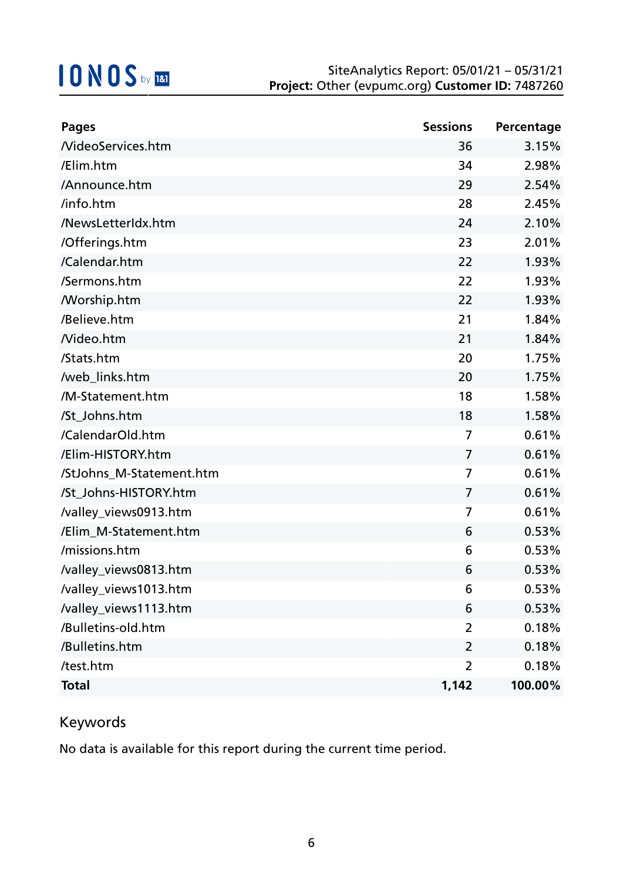| Pages | Sessions | Percentage |
|---|---|---|
| /VideoServices.htm | 36 | 3.15% |
| /Elim.htm | 34 | 2.98% |
| /Announce.htm | 29 | 2.54% |
| /info.htm | 28 | 2.45% |
| /NewsLetterIdx.htm | 24 | 2.10% |
| /Offerings.htm | 23 | 2.01% |
| /Calendar.htm | 22 | 1.93% |
| /Sermons.htm | 22 | 1.93% |
| /Worship.htm | 22 | 1.93% |
| /Believe.htm | 21 | 1.84% |
| /Video.htm | 21 | 1.84% |
| /Stats.htm | 20 | 1.75% |
| /web_links.htm | 20 | 1.75% |
| /M-Statement.htm | 18 | 1.58% |
| /St_Johns.htm | 18 | 1.58% |
| /CalendarOld.htm | 7 | 0.61% |
| /Elim-HISTORY.htm | 7 | 0.61% |
| /StJohns_M-Statement.htm | 7 | 0.61% |
| /St_Johns-HISTORY.htm | 7 | 0.61% |
| /valley_views0913.htm | 7 | 0.61% |
| /Elim_M-Statement.htm | 6 | 0.53% |
| /missions.htm | 6 | 0.53% |
| /valley_views0813.htm | 6 | 0.53% |
| /valley_views1013.htm | 6 | 0.53% |
| /valley_views1113.htm | 6 | 0.53% |
| /Bulletins-old.htm | 2 | 0.18% |
| /Bulletins.htm | 2 | 0.18% |
| /test.htm | 2 | 0.18% |
| **Total** | **1,142** | **100.00%** |

## Keywords

No data is available for this report during the current time period.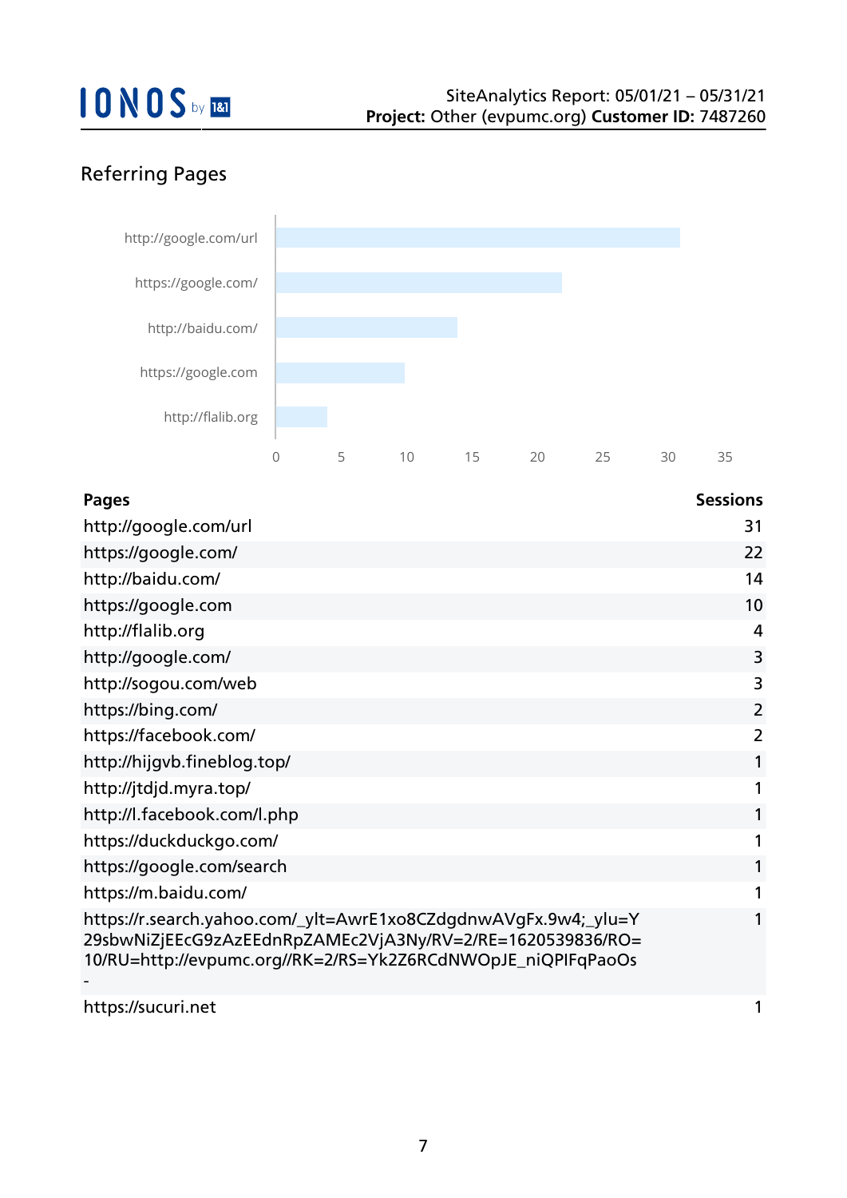## Referring Pages

http://google.com/url
https://google.com/
http://baidu.com/
https://google.com
http://flalib.org

0 5 10 15 20 25 30 35

| Pages | Sessions |
|---|---|
| http://google.com/url | 31 |
| https://google.com/ | 22 |
| http://baidu.com/ | 14 |
| https://google.com | 10 |
| http://flalib.org | 4 |
| http://google.com/ | 3 |
| http://sogou.com/web | 3 |
| https://bing.com/ | 2 |
| https://facebook.com/ | 2 |
| http://hijgvb.fineblog.top/ | 1 |
| http://jtdjd.myra.top/ | 1 |
| http://l.facebook.com/l.php | 1 |
| https://duckduckgo.com/ | 1 |
| https://google.com/search | 1 |
| https://m.baidu.com/ | 1 |
| https://r.search.yahoo.com/_ylt=AwrE1xo8CZdgdnwAVgFx.9w4;_ylu=Y29sbwNiZjEEcG9zAzEEdnRpZAMEc2VjA3Ny/RV=2/RE=1620539836/RO=10/RU=http://evpumc.org//RK=2/RS=Yk2Z6RCdNWOpJE_niQPIFqPaoOs - | 1 |
| https://sucuri.net | 1 |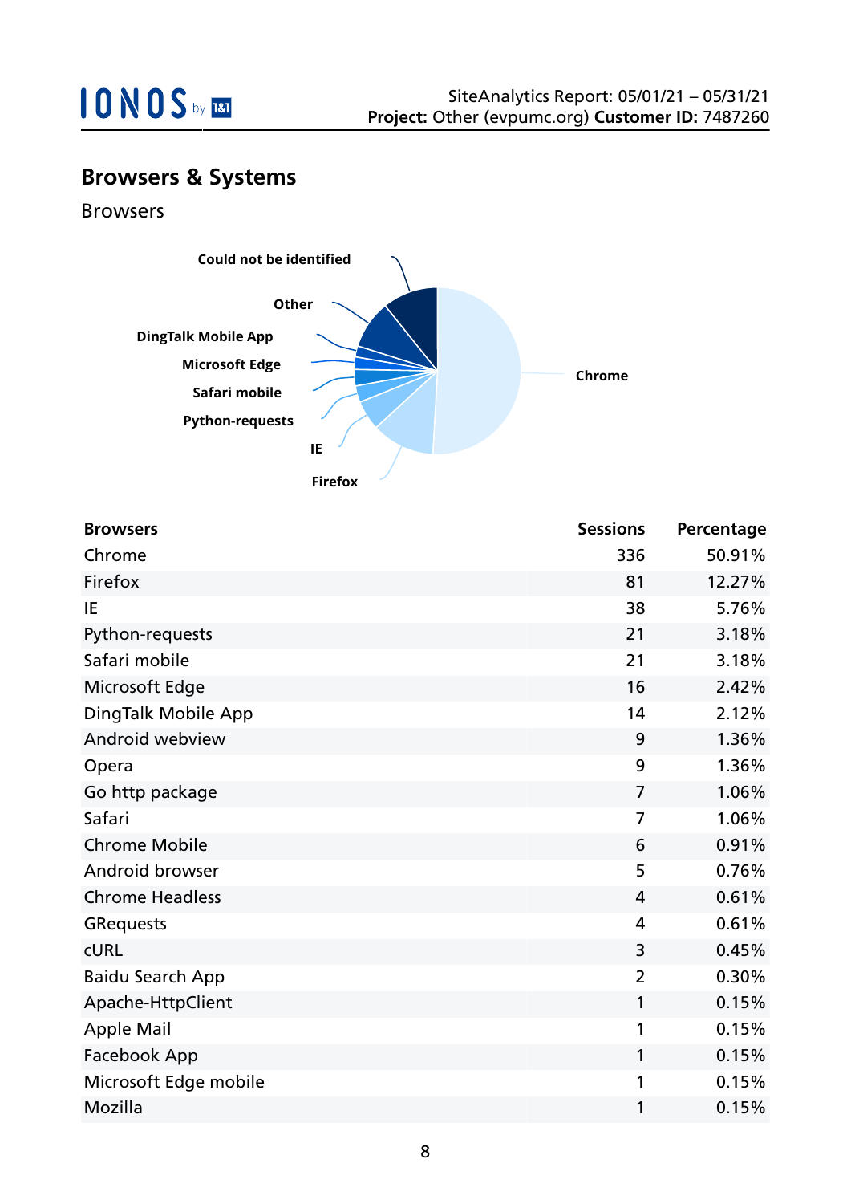## Browsers & Systems

### Browsers

Could not be identified
Other
DingTalk Mobile App
Microsoft Edge
Safari mobile
Python-requests
IE
Firefox
Chrome

| Browsers | Sessions | Percentage |
|---|---|---|
| Chrome | 336 | 50.91% |
| Firefox | 81 | 12.27% |
| IE | 38 | 5.76% |
| Python-requests | 21 | 3.18% |
| Safari mobile | 21 | 3.18% |
| Microsoft Edge | 16 | 2.42% |
| DingTalk Mobile App | 14 | 2.12% |
| Android webview | 9 | 1.36% |
| Opera | 9 | 1.36% |
| Go http package | 7 | 1.06% |
| Safari | 7 | 1.06% |
| Chrome Mobile | 6 | 0.91% |
| Android browser | 5 | 0.76% |
| Chrome Headless | 4 | 0.61% |
| GRequests | 4 | 0.61% |
| cURL | 3 | 0.45% |
| Baidu Search App | 2 | 0.30% |
| Apache-HttpClient | 1 | 0.15% |
| Apple Mail | 1 | 0.15% |
| Facebook App | 1 | 0.15% |
| Microsoft Edge mobile | 1 | 0.15% |
| Mozilla | 1 | 0.15% |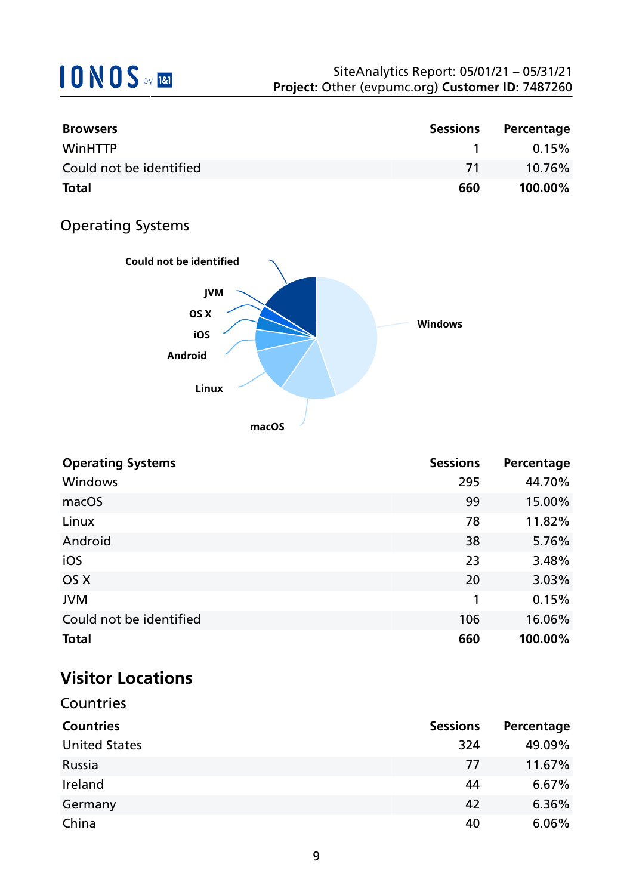| Browsers | Sessions | Percentage |
| --- | --- | --- |
| WinHTTP | 1 | 0.15% |
| Could not be identified | 71 | 10.76% |
| **Total** | **660** | **100.00%** |

## Operating Systems

Could not be identified
JVM
OS X
iOS
Android
Linux
macOS
Windows

| Operating Systems | Sessions | Percentage |
| --- | --- | --- |
| Windows | 295 | 44.70% |
| macOS | 99 | 15.00% |
| Linux | 78 | 11.82% |
| Android | 38 | 5.76% |
| iOS | 23 | 3.48% |
| OS X | 20 | 3.03% |
| JVM | 1 | 0.15% |
| Could not be identified | 106 | 16.06% |
| **Total** | **660** | **100.00%** |

# Visitor Locations

## Countries

| Countries | Sessions | Percentage |
| --- | --- | --- |
| United States | 324 | 49.09% |
| Russia | 77 | 11.67% |
| Ireland | 44 | 6.67% |
| Germany | 42 | 6.36% |
| China | 40 | 6.06% |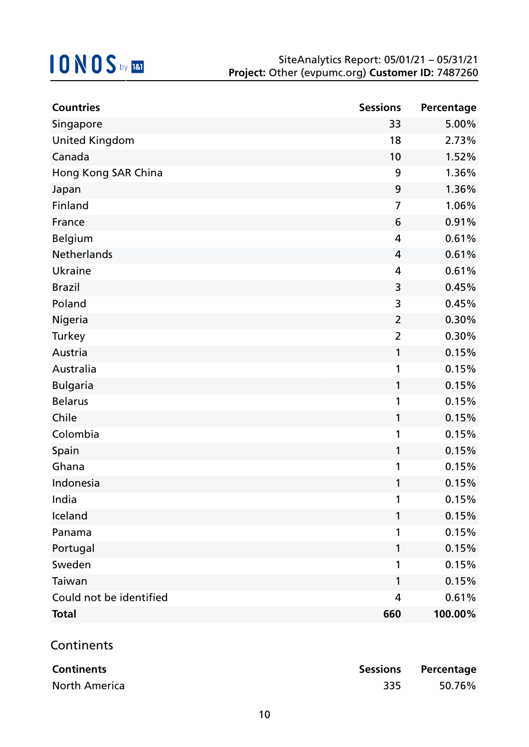| Countries | Sessions | Percentage |
|---|---|---|
| Singapore | 33 | 5.00% |
| United Kingdom | 18 | 2.73% |
| Canada | 10 | 1.52% |
| Hong Kong SAR China | 9 | 1.36% |
| Japan | 9 | 1.36% |
| Finland | 7 | 1.06% |
| France | 6 | 0.91% |
| Belgium | 4 | 0.61% |
| Netherlands | 4 | 0.61% |
| Ukraine | 4 | 0.61% |
| Brazil | 3 | 0.45% |
| Poland | 3 | 0.45% |
| Nigeria | 2 | 0.30% |
| Turkey | 2 | 0.30% |
| Austria | 1 | 0.15% |
| Australia | 1 | 0.15% |
| Bulgaria | 1 | 0.15% |
| Belarus | 1 | 0.15% |
| Chile | 1 | 0.15% |
| Colombia | 1 | 0.15% |
| Spain | 1 | 0.15% |
| Ghana | 1 | 0.15% |
| Indonesia | 1 | 0.15% |
| India | 1 | 0.15% |
| Iceland | 1 | 0.15% |
| Panama | 1 | 0.15% |
| Portugal | 1 | 0.15% |
| Sweden | 1 | 0.15% |
| Taiwan | 1 | 0.15% |
| Could not be identified | 4 | 0.61% |
| **Total** | **660** | **100.00%** |

## Continents

| Continents | Sessions | Percentage |
|---|---|---|
| North America | 335 | 50.76% |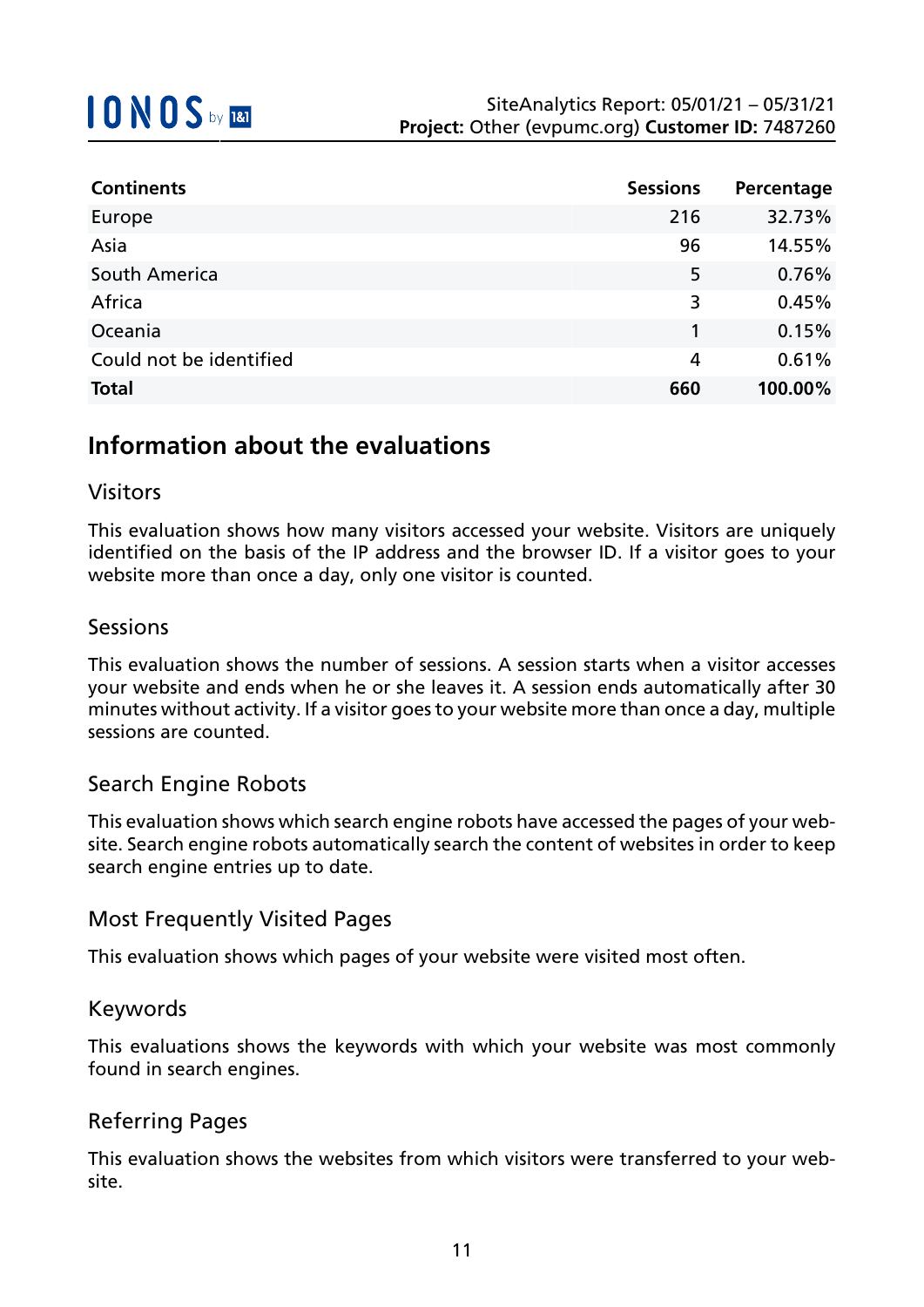| Continents | Sessions | Percentage |
|---|---:|---:|
| Europe | 216 | 32.73% |
| Asia | 96 | 14.55% |
| South America | 5 | 0.76% |
| Africa | 3 | 0.45% |
| Oceania | 1 | 0.15% |
| Could not be identified | 4 | 0.61% |
| **Total** | **660** | **100.00%** |

## Information about the evaluations

### Visitors

This evaluation shows how many visitors accessed your website. Visitors are uniquely identified on the basis of the IP address and the browser ID. If a visitor goes to your website more than once a day, only one visitor is counted.

### Sessions

This evaluation shows the number of sessions. A session starts when a visitor accesses your website and ends when he or she leaves it. A session ends automatically after 30 minutes without activity. If a visitor goes to your website more than once a day, multiple sessions are counted.

### Search Engine Robots

This evaluation shows which search engine robots have accessed the pages of your website. Search engine robots automatically search the content of websites in order to keep search engine entries up to date.

### Most Frequently Visited Pages

This evaluation shows which pages of your website were visited most often.

### Keywords

This evaluations shows the keywords with which your website was most commonly found in search engines.

### Referring Pages

This evaluation shows the websites from which visitors were transferred to your website.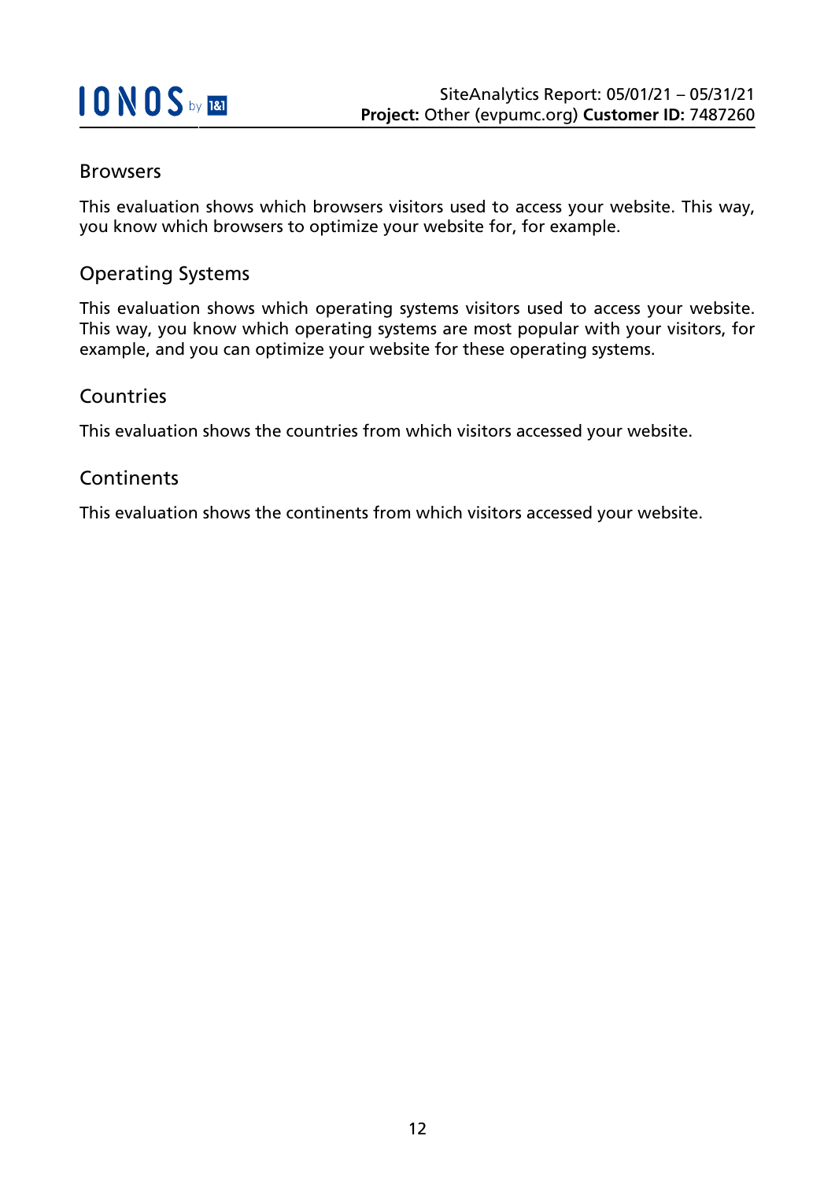## Browsers

This evaluation shows which browsers visitors used to access your website. This way, you know which browsers to optimize your website for, for example.

## Operating Systems

This evaluation shows which operating systems visitors used to access your website. This way, you know which operating systems are most popular with your visitors, for example, and you can optimize your website for these operating systems.

## Countries

This evaluation shows the countries from which visitors accessed your website.

## Continents

This evaluation shows the continents from which visitors accessed your website.